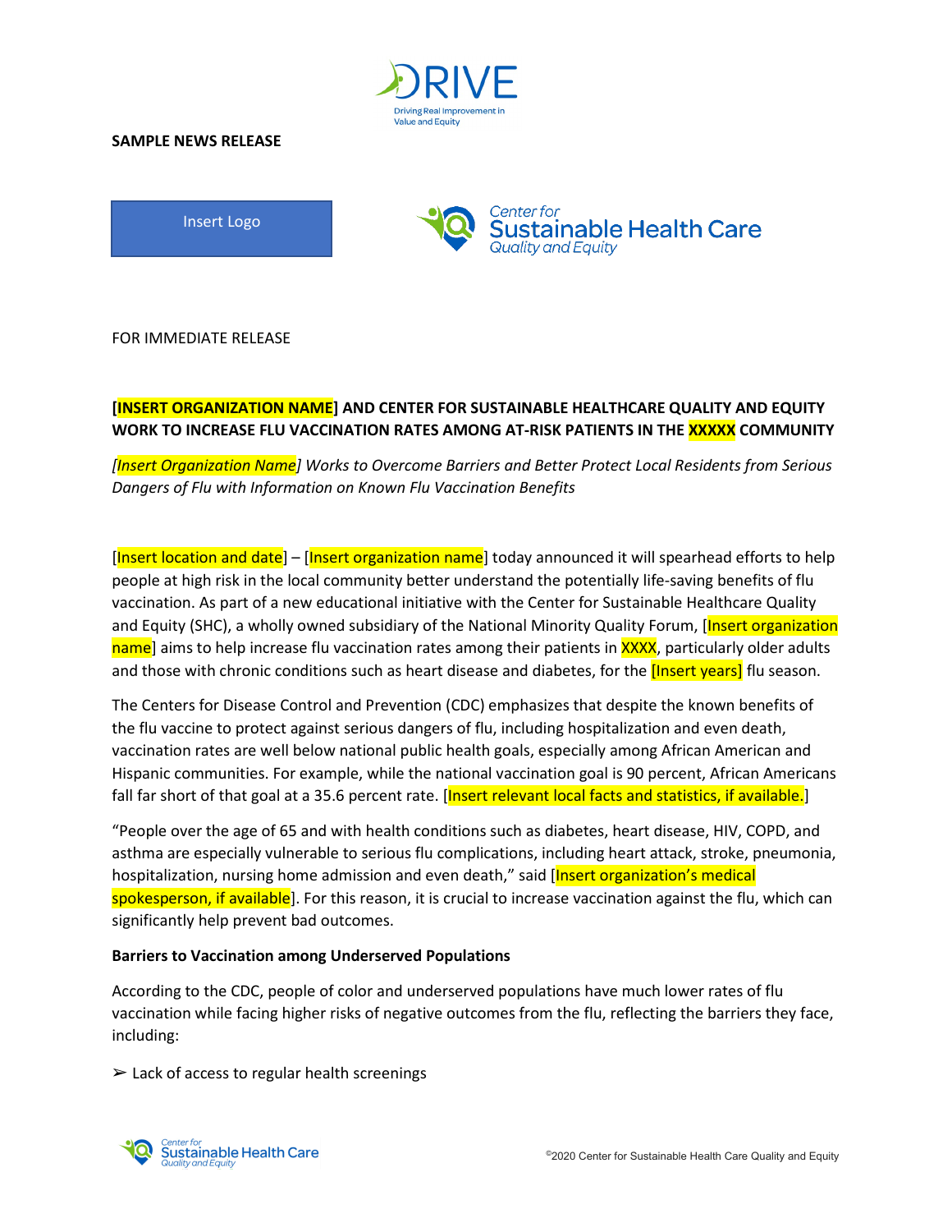**SAMPLE NEWS RELEASE**

Insert Logo

FOR IMMEDIATE RELEASE

**[INSERT ORGANIZATION NAME] AND CENTER FOR SUSTAINABLE HEALTHCARE QUALITY AND EQUITY WORK TO INCREASE FLU VACCINATION RATES AMONG AT-RISK PATIENTS IN THE XXXXX COMMUNITY**

*[Insert Organization Name] Works to Overcome Barriers and Better Protect Local Residents from Serious Dangers of Flu with Information on Known Flu Vaccination Benefits*

[Insert location and date] – [Insert organization name] today announced it will spearhead efforts to help people at high risk in the local community better understand the potentially life-saving benefits of flu vaccination. As part of a new educational initiative with the Center for Sustainable Healthcare Quality and Equity (SHC), a wholly owned subsidiary of the National Minority Quality Forum, [Insert organization name] aims to help increase flu vaccination rates among their patients in XXXX, particularly older adults and those with chronic conditions such as heart disease and diabetes, for the [Insert years] flu season.

The Centers for Disease Control and Prevention (CDC) emphasizes that despite the known benefits of the flu vaccine to protect against serious dangers of flu, including hospitalization and even death, vaccination rates are well below national public health goals, especially among African American and Hispanic communities. For example, while the national vaccination goal is 90 percent, African Americans fall far short of that goal at a 35.6 percent rate. [Insert relevant local facts and statistics, if available.]

"People over the age of 65 and with health conditions such as diabetes, heart disease, HIV, COPD, and asthma are especially vulnerable to serious flu complications, including heart attack, stroke, pneumonia, hospitalization, nursing home admission and even death," said [Insert organization's medical spokesperson, if available]. For this reason, it is crucial to increase vaccination against the flu, which can significantly help prevent bad outcomes.

**Barriers to Vaccination among Underserved Populations**

According to the CDC, people of color and underserved populations have much lower rates of flu vaccination while facing higher risks of negative outcomes from the flu, reflecting the barriers they face, including:

- Lack of access to regular health screenings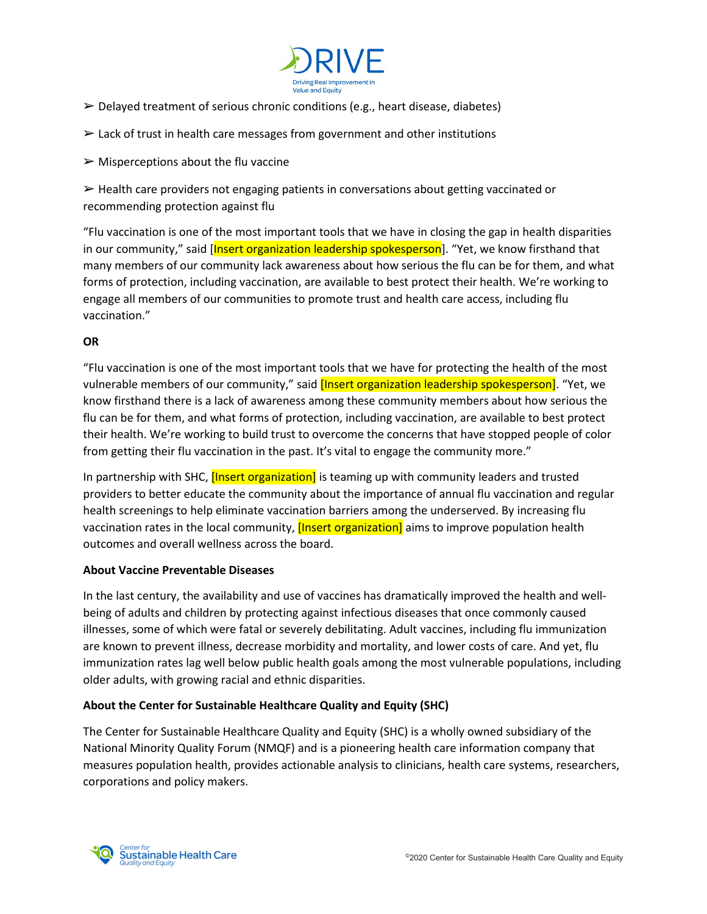➢ Delayed treatment of serious chronic conditions (e.g., heart disease, diabetes)

➢ Lack of trust in health care messages from government and other institutions

➢ Misperceptions about the flu vaccine

➢ Health care providers not engaging patients in conversations about getting vaccinated or recommending protection against flu

"Flu vaccination is one of the most important tools that we have in closing the gap in health disparities in our community," said [Insert organization leadership spokesperson]. "Yet, we know firsthand that many members of our community lack awareness about how serious the flu can be for them, and what forms of protection, including vaccination, are available to best protect their health. We're working to engage all members of our communities to promote trust and health care access, including flu vaccination."

**OR**

"Flu vaccination is one of the most important tools that we have for protecting the health of the most vulnerable members of our community," said [Insert organization leadership spokesperson]. "Yet, we know firsthand there is a lack of awareness among these community members about how serious the flu can be for them, and what forms of protection, including vaccination, are available to best protect their health. We're working to build trust to overcome the concerns that have stopped people of color from getting their flu vaccination in the past. It's vital to engage the community more."

In partnership with SHC, [Insert organization] is teaming up with community leaders and trusted providers to better educate the community about the importance of annual flu vaccination and regular health screenings to help eliminate vaccination barriers among the underserved. By increasing flu vaccination rates in the local community, [Insert organization] aims to improve population health outcomes and overall wellness across the board.

**About Vaccine Preventable Diseases**

In the last century, the availability and use of vaccines has dramatically improved the health and well-being of adults and children by protecting against infectious diseases that once commonly caused illnesses, some of which were fatal or severely debilitating. Adult vaccines, including flu immunization are known to prevent illness, decrease morbidity and mortality, and lower costs of care. And yet, flu immunization rates lag well below public health goals among the most vulnerable populations, including older adults, with growing racial and ethnic disparities.

**About the Center for Sustainable Healthcare Quality and Equity (SHC)**

The Center for Sustainable Healthcare Quality and Equity (SHC) is a wholly owned subsidiary of the National Minority Quality Forum (NMQF) and is a pioneering health care information company that measures population health, provides actionable analysis to clinicians, health care systems, researchers, corporations and policy makers.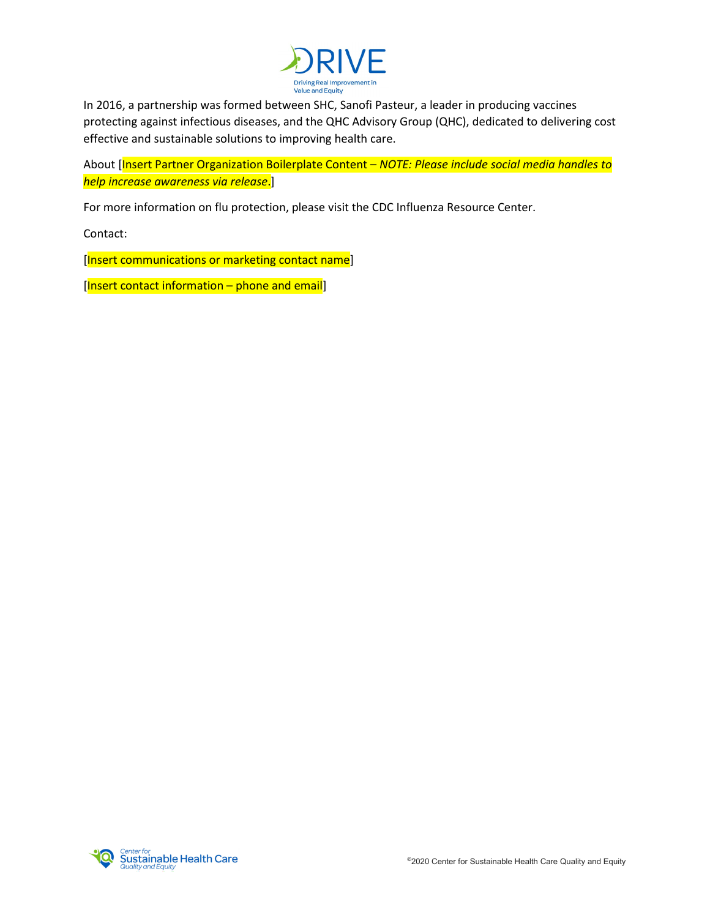In 2016, a partnership was formed between SHC, Sanofi Pasteur, a leader in producing vaccines protecting against infectious diseases, and the QHC Advisory Group (QHC), dedicated to delivering cost effective and sustainable solutions to improving health care.

About [Insert Partner Organization Boilerplate Content – *NOTE: Please include social media handles to help increase awareness via release*.]

For more information on flu protection, please visit the CDC Influenza Resource Center.

Contact:

[Insert communications or marketing contact name]

[Insert contact information – phone and email]